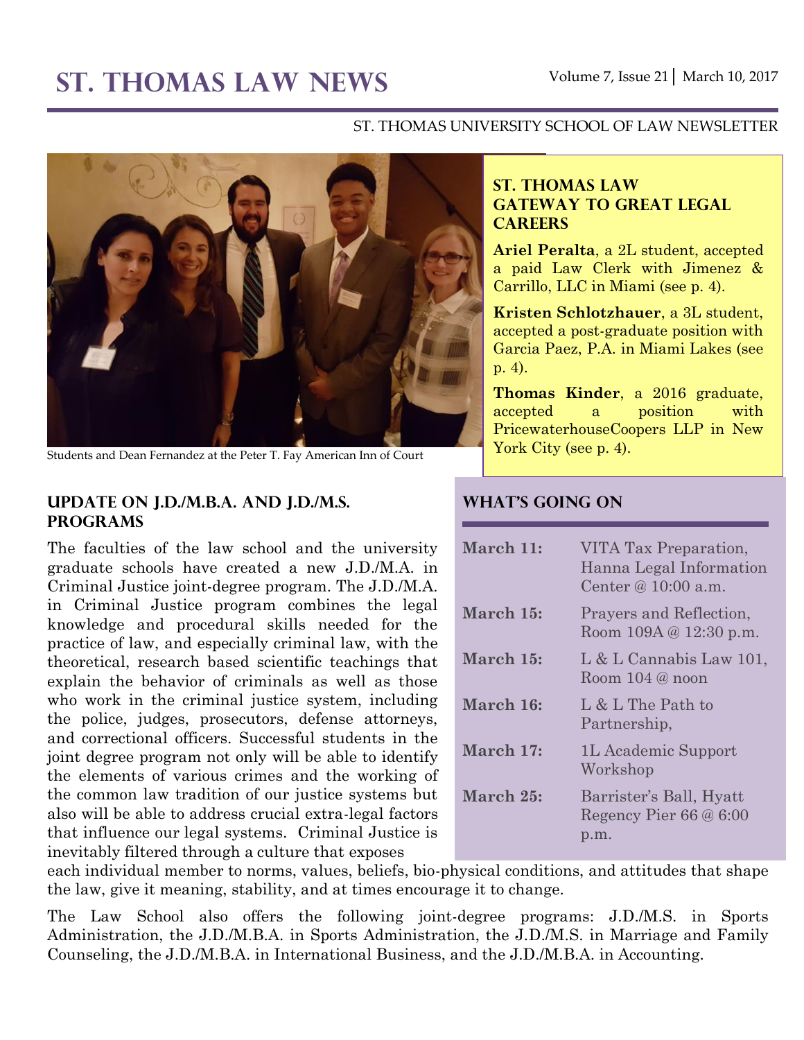# ST. THOMAS LAW NEWS

Volume 7, Issue 21 | March 10, 2017

ST. THOMAS UNIVERSITY SCHOOL OF LAW NEWSLETTER

Students and Dean Fernandez at the Peter T. Fay American Inn of Court

## ST. THOMAS LAW GATEWAY TO GREAT LEGAL CAREERS

**Ariel Peralta**, a 2L student, accepted a paid Law Clerk with Jimenez & Carrillo, LLC in Miami (see p. 4).

**Kristen Schlotzhauer**, a 3L student, accepted a post-graduate position with Garcia Paez, P.A. in Miami Lakes (see p. 4).

**Thomas Kinder**, a 2016 graduate, accepted a position with PricewaterhouseCoopers LLP in New York City (see p. 4).

## UPDATE ON J.D./M.B.A. AND J.D./M.S. PROGRAMS

The faculties of the law school and the university graduate schools have created a new J.D./M.A. in Criminal Justice joint-degree program. The J.D./M.A. in Criminal Justice program combines the legal knowledge and procedural skills needed for the practice of law, and especially criminal law, with the theoretical, research based scientific teachings that explain the behavior of criminals as well as those who work in the criminal justice system, including the police, judges, prosecutors, defense attorneys, and correctional officers. Successful students in the joint degree program not only will be able to identify the elements of various crimes and the working of the common law tradition of our justice systems but also will be able to address crucial extra-legal factors that influence our legal systems. Criminal Justice is inevitably filtered through a culture that exposes each individual member to norms, values, beliefs, bio-physical conditions, and attitudes that shape the law, give it meaning, stability, and at times encourage it to change.

The Law School also offers the following joint-degree programs: J.D./M.S. in Sports Administration, the J.D./M.B.A. in Sports Administration, the J.D./M.S. in Marriage and Family Counseling, the J.D./M.B.A. in International Business, and the J.D./M.B.A. in Accounting.

## WHAT'S GOING ON

| | |
|---|---|
| **March 11:** | VITA Tax Preparation, Hanna Legal Information Center @ 10:00 a.m. |
| **March 15:** | Prayers and Reflection, Room 109A @ 12:30 p.m. |
| **March 15:** | L & L Cannabis Law 101, Room 104 @ noon |
| **March 16:** | L & L The Path to Partnership, |
| **March 17:** | 1L Academic Support Workshop |
| **March 25:** | Barrister's Ball, Hyatt Regency Pier 66 @ 6:00 p.m. |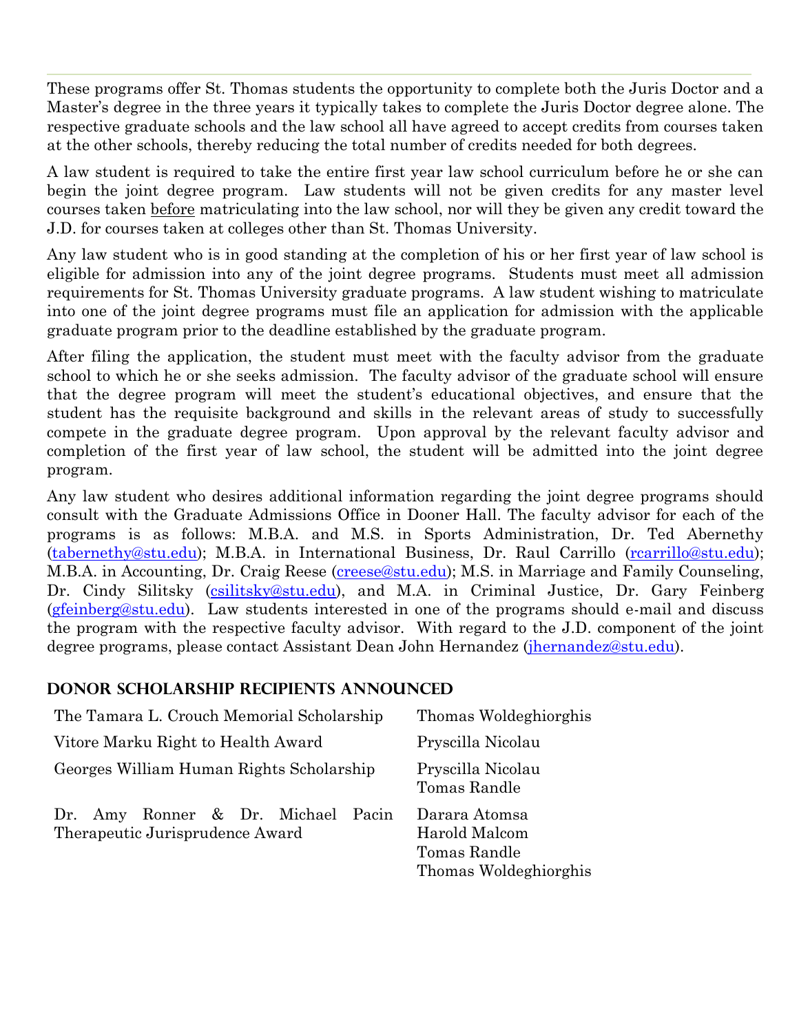These programs offer St. Thomas students the opportunity to complete both the Juris Doctor and a Master's degree in the three years it typically takes to complete the Juris Doctor degree alone. The respective graduate schools and the law school all have agreed to accept credits from courses taken at the other schools, thereby reducing the total number of credits needed for both degrees.

A law student is required to take the entire first year law school curriculum before he or she can begin the joint degree program. Law students will not be given credits for any master level courses taken <u>before</u> matriculating into the law school, nor will they be given any credit toward the J.D. for courses taken at colleges other than St. Thomas University.

Any law student who is in good standing at the completion of his or her first year of law school is eligible for admission into any of the joint degree programs. Students must meet all admission requirements for St. Thomas University graduate programs. A law student wishing to matriculate into one of the joint degree programs must file an application for admission with the applicable graduate program prior to the deadline established by the graduate program.

After filing the application, the student must meet with the faculty advisor from the graduate school to which he or she seeks admission. The faculty advisor of the graduate school will ensure that the degree program will meet the student's educational objectives, and ensure that the student has the requisite background and skills in the relevant areas of study to successfully compete in the graduate degree program. Upon approval by the relevant faculty advisor and completion of the first year of law school, the student will be admitted into the joint degree program.

Any law student who desires additional information regarding the joint degree programs should consult with the Graduate Admissions Office in Dooner Hall. The faculty advisor for each of the programs is as follows: M.B.A. and M.S. in Sports Administration, Dr. Ted Abernethy (tabernethy@stu.edu); M.B.A. in International Business, Dr. Raul Carrillo (rcarrillo@stu.edu); M.B.A. in Accounting, Dr. Craig Reese (creese@stu.edu); M.S. in Marriage and Family Counseling, Dr. Cindy Silitsky (csilitsky@stu.edu), and M.A. in Criminal Justice, Dr. Gary Feinberg (gfeinberg@stu.edu). Law students interested in one of the programs should e-mail and discuss the program with the respective faculty advisor. With regard to the J.D. component of the joint degree programs, please contact Assistant Dean John Hernandez (jhernandez@stu.edu).

## DONOR SCHOLARSHIP RECIPIENTS ANNOUNCED

| Scholarship | Recipient(s) |
|---|---|
| The Tamara L. Crouch Memorial Scholarship | Thomas Woldeghiorghis |
| Vitore Marku Right to Health Award | Pryscilla Nicolau |
| Georges William Human Rights Scholarship | Pryscilla Nicolau<br>Tomas Randle |
| Dr. Amy Ronner & Dr. Michael Pacin Therapeutic Jurisprudence Award | Darara Atomsa<br>Harold Malcom<br>Tomas Randle<br>Thomas Woldeghiorghis |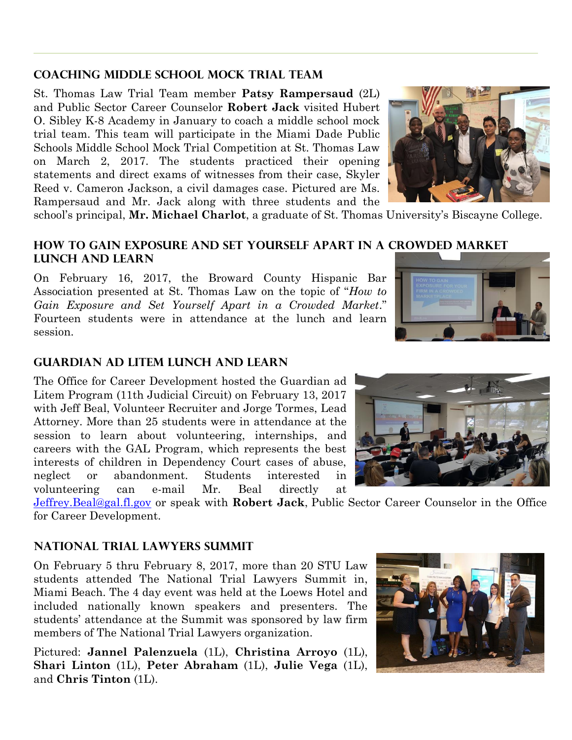## COACHING MIDDLE SCHOOL MOCK TRIAL TEAM

St. Thomas Law Trial Team member **Patsy Rampersaud** (2L) and Public Sector Career Counselor **Robert Jack** visited Hubert O. Sibley K-8 Academy in January to coach a middle school mock trial team. This team will participate in the Miami Dade Public Schools Middle School Mock Trial Competition at St. Thomas Law on March 2, 2017. The students practiced their opening statements and direct exams of witnesses from their case, Skyler Reed v. Cameron Jackson, a civil damages case. Pictured are Ms. Rampersaud and Mr. Jack along with three students and the school's principal, **Mr. Michael Charlot**, a graduate of St. Thomas University's Biscayne College.

## HOW TO GAIN EXPOSURE AND SET YOURSELF APART IN A CROWDED MARKET LUNCH AND LEARN

On February 16, 2017, the Broward County Hispanic Bar Association presented at St. Thomas Law on the topic of "*How to Gain Exposure and Set Yourself Apart in a Crowded Market*." Fourteen students were in attendance at the lunch and learn session.

## GUARDIAN AD LITEM LUNCH AND LEARN

The Office for Career Development hosted the Guardian ad Litem Program (11th Judicial Circuit) on February 13, 2017 with Jeff Beal, Volunteer Recruiter and Jorge Tormes, Lead Attorney. More than 25 students were in attendance at the session to learn about volunteering, internships, and careers with the GAL Program, which represents the best interests of children in Dependency Court cases of abuse, neglect or abandonment. Students interested in volunteering can e-mail Mr. Beal directly at Jeffrey.Beal@gal.fl.gov or speak with **Robert Jack**, Public Sector Career Counselor in the Office for Career Development.

## NATIONAL TRIAL LAWYERS SUMMIT

On February 5 thru February 8, 2017, more than 20 STU Law students attended The National Trial Lawyers Summit in, Miami Beach. The 4 day event was held at the Loews Hotel and included nationally known speakers and presenters. The students' attendance at the Summit was sponsored by law firm members of The National Trial Lawyers organization.

Pictured: **Jannel Palenzuela** (1L), **Christina Arroyo** (1L), **Shari Linton** (1L), **Peter Abraham** (1L), **Julie Vega** (1L), and **Chris Tinton** (1L).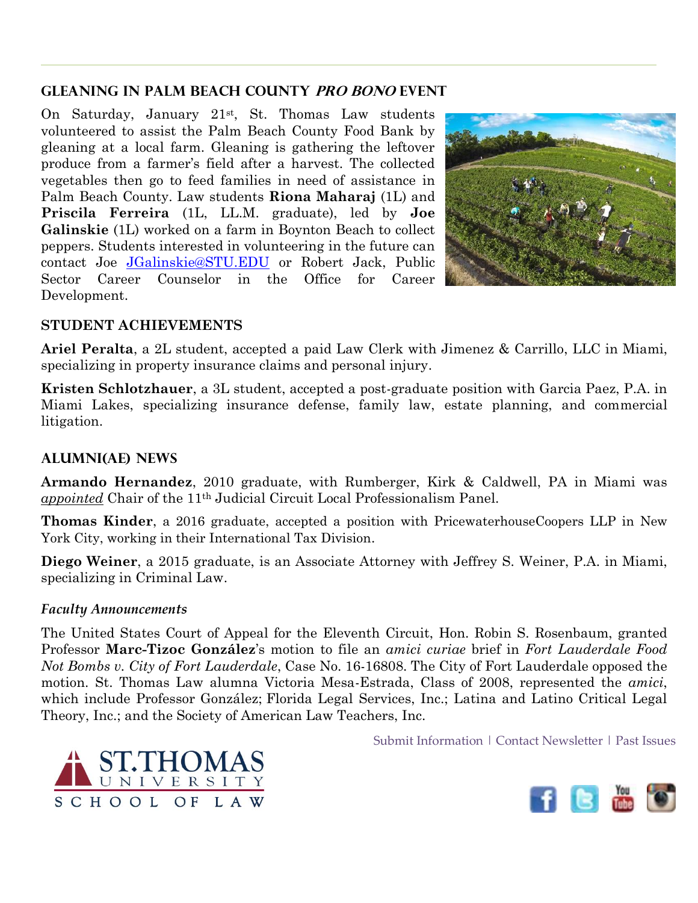## GLEANING IN PALM BEACH COUNTY *PRO BONO* EVENT

On Saturday, January 21st, St. Thomas Law students volunteered to assist the Palm Beach County Food Bank by gleaning at a local farm. Gleaning is gathering the leftover produce from a farmer's field after a harvest. The collected vegetables then go to feed families in need of assistance in Palm Beach County. Law students **Riona Maharaj** (1L) and **Priscila Ferreira** (1L, LL.M. graduate), led by **Joe Galinskie** (1L) worked on a farm in Boynton Beach to collect peppers. Students interested in volunteering in the future can contact Joe JGalinskie@STU.EDU or Robert Jack, Public Sector Career Counselor in the Office for Career Development.

## STUDENT ACHIEVEMENTS

**Ariel Peralta**, a 2L student, accepted a paid Law Clerk with Jimenez & Carrillo, LLC in Miami, specializing in property insurance claims and personal injury.

**Kristen Schlotzhauer**, a 3L student, accepted a post-graduate position with Garcia Paez, P.A. in Miami Lakes, specializing insurance defense, family law, estate planning, and commercial litigation.

## ALUMNI(AE) NEWS

**Armando Hernandez**, 2010 graduate, with Rumberger, Kirk & Caldwell, PA in Miami was *appointed* Chair of the 11th Judicial Circuit Local Professionalism Panel.

**Thomas Kinder**, a 2016 graduate, accepted a position with PricewaterhouseCoopers LLP in New York City, working in their International Tax Division.

**Diego Weiner**, a 2015 graduate, is an Associate Attorney with Jeffrey S. Weiner, P.A. in Miami, specializing in Criminal Law.

### *Faculty Announcements*

The United States Court of Appeal for the Eleventh Circuit, Hon. Robin S. Rosenbaum, granted Professor **Marc-Tizoc González**'s motion to file an *amici curiae* brief in *Fort Lauderdale Food Not Bombs v. City of Fort Lauderdale*, Case No. 16-16808. The City of Fort Lauderdale opposed the motion. St. Thomas Law alumna Victoria Mesa-Estrada, Class of 2008, represented the *amici*, which include Professor González; Florida Legal Services, Inc.; Latina and Latino Critical Legal Theory, Inc.; and the Society of American Law Teachers, Inc.

Submit Information | Contact Newsletter | Past Issues

ST. THOMAS UNIVERSITY SCHOOL OF LAW